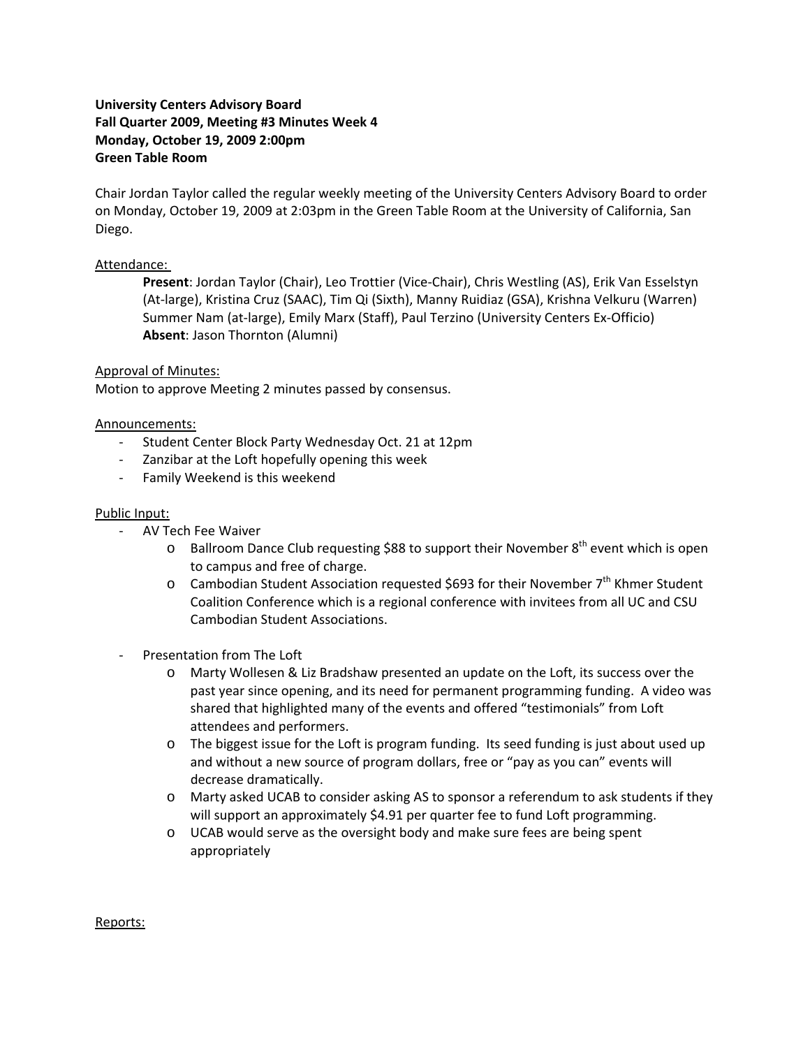**University Centers Advisory Board**
**Fall Quarter 2009, Meeting #3 Minutes Week 4**
**Monday, October 19, 2009 2:00pm**
**Green Table Room**

Chair Jordan Taylor called the regular weekly meeting of the University Centers Advisory Board to order on Monday, October 19, 2009 at 2:03pm in the Green Table Room at the University of California, San Diego.

Attendance:

> **Present**: Jordan Taylor (Chair), Leo Trottier (Vice-Chair), Chris Westling (AS), Erik Van Esselstyn (At-large), Kristina Cruz (SAAC), Tim Qi (Sixth), Manny Ruidiaz (GSA), Krishna Velkuru (Warren) Summer Nam (at-large), Emily Marx (Staff), Paul Terzino (University Centers Ex-Officio)
> **Absent**: Jason Thornton (Alumni)

Approval of Minutes:
Motion to approve Meeting 2 minutes passed by consensus.

Announcements:

- Student Center Block Party Wednesday Oct. 21 at 12pm
- Zanzibar at the Loft hopefully opening this week
- Family Weekend is this weekend

Public Input:

- AV Tech Fee Waiver
  - Ballroom Dance Club requesting $88 to support their November 8th event which is open to campus and free of charge.
  - Cambodian Student Association requested $693 for their November 7th Khmer Student Coalition Conference which is a regional conference with invitees from all UC and CSU Cambodian Student Associations.

- Presentation from The Loft
  - Marty Wollesen & Liz Bradshaw presented an update on the Loft, its success over the past year since opening, and its need for permanent programming funding. A video was shared that highlighted many of the events and offered "testimonials" from Loft attendees and performers.
  - The biggest issue for the Loft is program funding. Its seed funding is just about used up and without a new source of program dollars, free or "pay as you can" events will decrease dramatically.
  - Marty asked UCAB to consider asking AS to sponsor a referendum to ask students if they will support an approximately $4.91 per quarter fee to fund Loft programming.
  - UCAB would serve as the oversight body and make sure fees are being spent appropriately

Reports: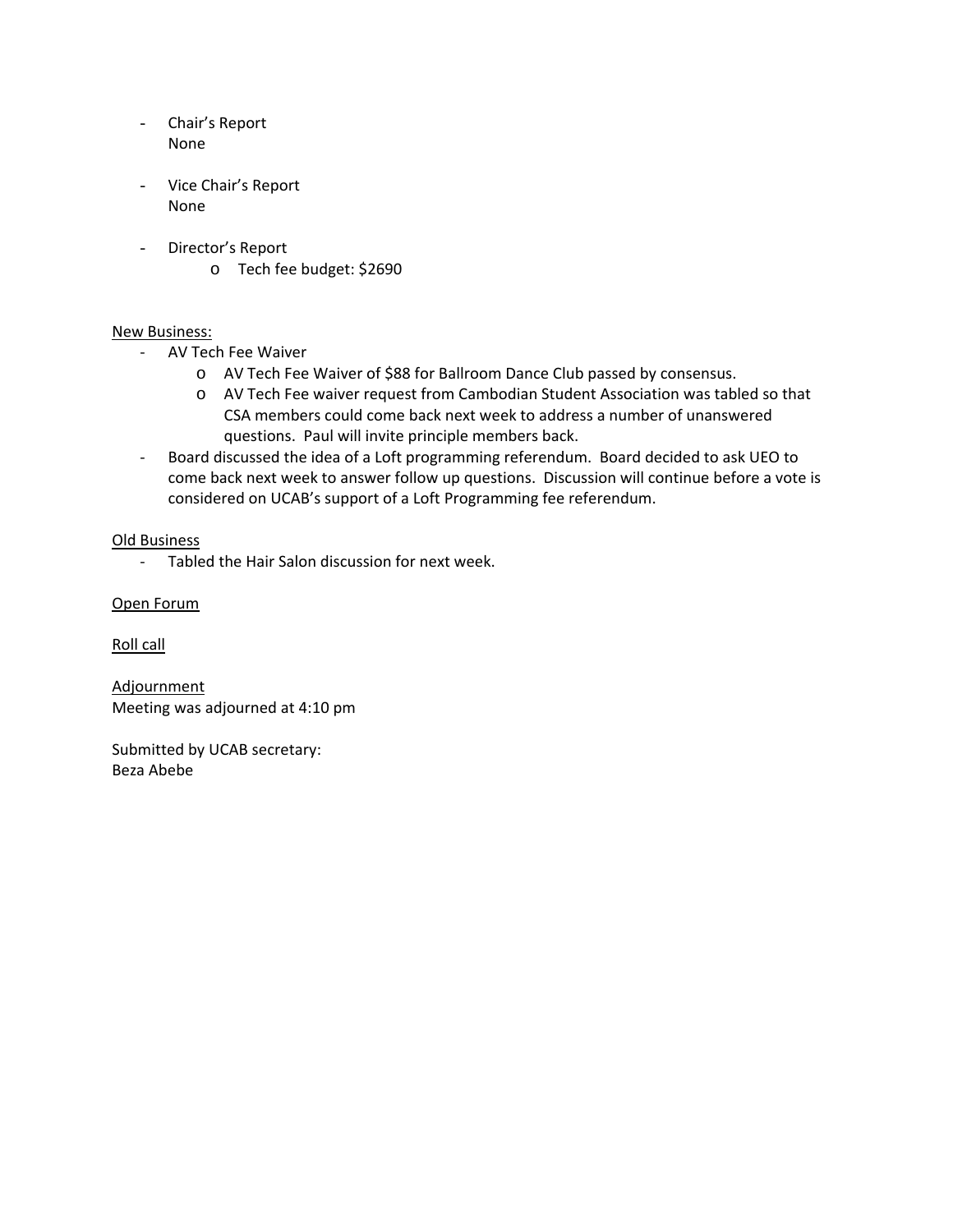- Chair's Report
  None

- Vice Chair's Report
  None

- Director's Report
  - Tech fee budget: $2690

<u>New Business:</u>

- AV Tech Fee Waiver
  - AV Tech Fee Waiver of $88 for Ballroom Dance Club passed by consensus.
  - AV Tech Fee waiver request from Cambodian Student Association was tabled so that CSA members could come back next week to address a number of unanswered questions. Paul will invite principle members back.
- Board discussed the idea of a Loft programming referendum. Board decided to ask UEO to come back next week to answer follow up questions. Discussion will continue before a vote is considered on UCAB's support of a Loft Programming fee referendum.

<u>Old Business</u>

- Tabled the Hair Salon discussion for next week.

<u>Open Forum</u>

<u>Roll call</u>

<u>Adjournment</u>

Meeting was adjourned at 4:10 pm

Submitted by UCAB secretary:
Beza Abebe